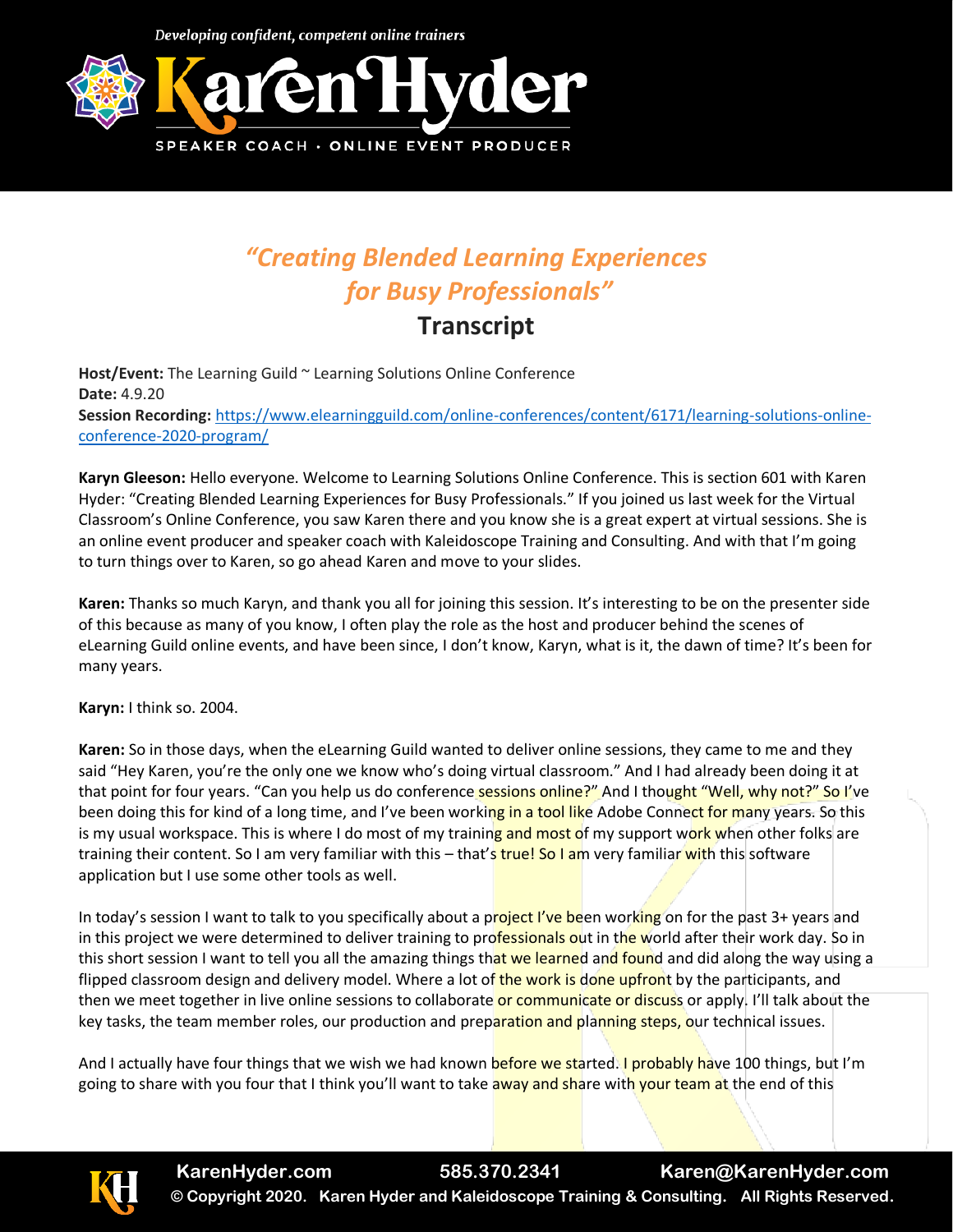# *"Creating Blended Learning Experiences for Busy Professionals"*

## Transcript

**Host/Event:** The Learning Guild ~ Learning Solutions Online Conference
**Date:** 4.9.20
**Session Recording:** https://www.elearningguild.com/online-conferences/content/6171/learning-solutions-online-conference-2020-program/

**Karyn Gleeson:** Hello everyone. Welcome to Learning Solutions Online Conference. This is section 601 with Karen Hyder: "Creating Blended Learning Experiences for Busy Professionals." If you joined us last week for the Virtual Classroom's Online Conference, you saw Karen there and you know she is a great expert at virtual sessions. She is an online event producer and speaker coach with Kaleidoscope Training and Consulting. And with that I'm going to turn things over to Karen, so go ahead Karen and move to your slides.

**Karen:** Thanks so much Karyn, and thank you all for joining this session. It's interesting to be on the presenter side of this because as many of you know, I often play the role as the host and producer behind the scenes of eLearning Guild online events, and have been since, I don't know, Karyn, what is it, the dawn of time? It's been for many years.

**Karyn:** I think so. 2004.

**Karen:** So in those days, when the eLearning Guild wanted to deliver online sessions, they came to me and they said "Hey Karen, you're the only one we know who's doing virtual classroom." And I had already been doing it at that point for four years. "Can you help us do conference sessions online?" And I thought "Well, why not?" So I've been doing this for kind of a long time, and I've been working in a tool like Adobe Connect for many years. So this is my usual workspace. This is where I do most of my training and most of my support work when other folks are training their content. So I am very familiar with this – that's true! So I am very familiar with this software application but I use some other tools as well.

In today's session I want to talk to you specifically about a project I've been working on for the past 3+ years and in this project we were determined to deliver training to professionals out in the world after their work day. So in this short session I want to tell you all the amazing things that we learned and found and did along the way using a flipped classroom design and delivery model. Where a lot of the work is done upfront by the participants, and then we meet together in live online sessions to collaborate or communicate or discuss or apply. I'll talk about the key tasks, the team member roles, our production and preparation and planning steps, our technical issues.

And I actually have four things that we wish we had known before we started. I probably have 100 things, but I'm going to share with you four that I think you'll want to take away and share with your team at the end of this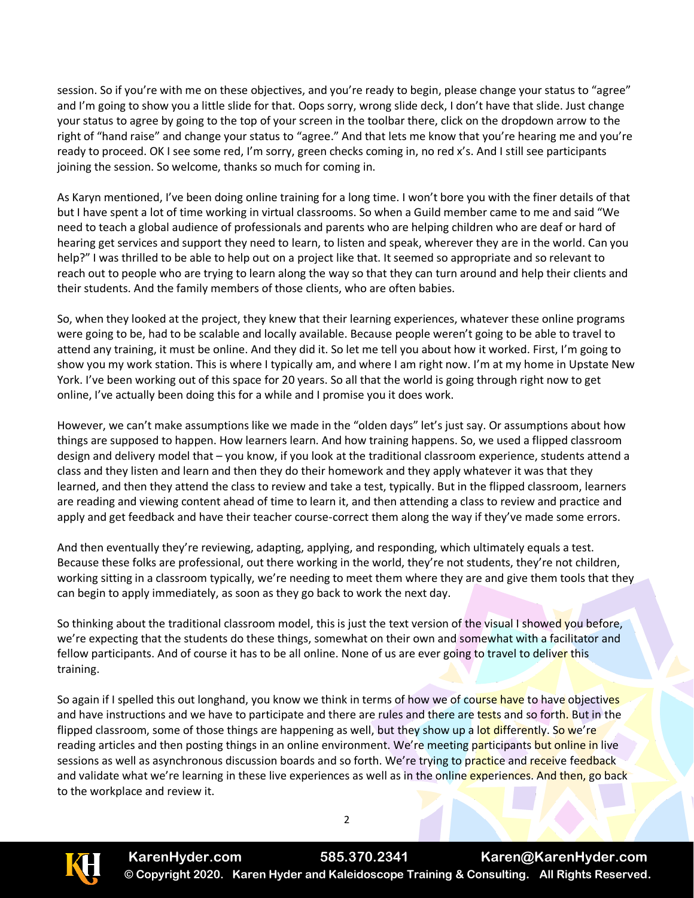session. So if you're with me on these objectives, and you're ready to begin, please change your status to "agree" and I'm going to show you a little slide for that. Oops sorry, wrong slide deck, I don't have that slide. Just change your status to agree by going to the top of your screen in the toolbar there, click on the dropdown arrow to the right of "hand raise" and change your status to "agree." And that lets me know that you're hearing me and you're ready to proceed. OK I see some red, I'm sorry, green checks coming in, no red x's. And I still see participants joining the session. So welcome, thanks so much for coming in.

As Karyn mentioned, I've been doing online training for a long time. I won't bore you with the finer details of that but I have spent a lot of time working in virtual classrooms. So when a Guild member came to me and said "We need to teach a global audience of professionals and parents who are helping children who are deaf or hard of hearing get services and support they need to learn, to listen and speak, wherever they are in the world. Can you help?" I was thrilled to be able to help out on a project like that. It seemed so appropriate and so relevant to reach out to people who are trying to learn along the way so that they can turn around and help their clients and their students. And the family members of those clients, who are often babies.

So, when they looked at the project, they knew that their learning experiences, whatever these online programs were going to be, had to be scalable and locally available. Because people weren't going to be able to travel to attend any training, it must be online. And they did it. So let me tell you about how it worked. First, I'm going to show you my work station. This is where I typically am, and where I am right now. I'm at my home in Upstate New York. I've been working out of this space for 20 years. So all that the world is going through right now to get online, I've actually been doing this for a while and I promise you it does work.

However, we can't make assumptions like we made in the "olden days" let's just say. Or assumptions about how things are supposed to happen. How learners learn. And how training happens. So, we used a flipped classroom design and delivery model that – you know, if you look at the traditional classroom experience, students attend a class and they listen and learn and then they do their homework and they apply whatever it was that they learned, and then they attend the class to review and take a test, typically. But in the flipped classroom, learners are reading and viewing content ahead of time to learn it, and then attending a class to review and practice and apply and get feedback and have their teacher course-correct them along the way if they've made some errors.

And then eventually they're reviewing, adapting, applying, and responding, which ultimately equals a test. Because these folks are professional, out there working in the world, they're not students, they're not children, working sitting in a classroom typically, we're needing to meet them where they are and give them tools that they can begin to apply immediately, as soon as they go back to work the next day.

So thinking about the traditional classroom model, this is just the text version of the visual I showed you before, we're expecting that the students do these things, somewhat on their own and somewhat with a facilitator and fellow participants. And of course it has to be all online. None of us are ever going to travel to deliver this training.

So again if I spelled this out longhand, you know we think in terms of how we of course have to have objectives and have instructions and we have to participate and there are rules and there are tests and so forth. But in the flipped classroom, some of those things are happening as well, but they show up a lot differently. So we're reading articles and then posting things in an online environment. We're meeting participants but online in live sessions as well as asynchronous discussion boards and so forth. We're trying to practice and receive feedback and validate what we're learning in these live experiences as well as in the online experiences. And then, go back to the workplace and review it.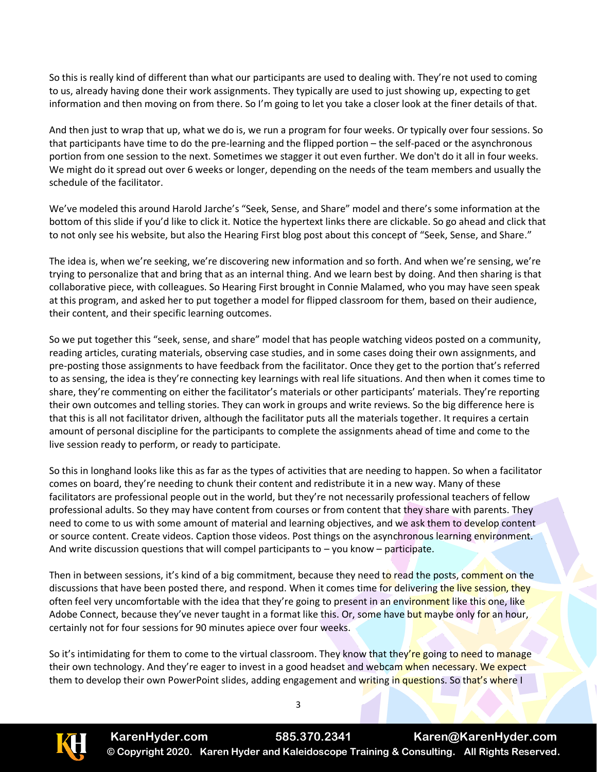So this is really kind of different than what our participants are used to dealing with. They're not used to coming to us, already having done their work assignments. They typically are used to just showing up, expecting to get information and then moving on from there. So I'm going to let you take a closer look at the finer details of that.

And then just to wrap that up, what we do is, we run a program for four weeks. Or typically over four sessions. So that participants have time to do the pre-learning and the flipped portion – the self-paced or the asynchronous portion from one session to the next. Sometimes we stagger it out even further. We don't do it all in four weeks. We might do it spread out over 6 weeks or longer, depending on the needs of the team members and usually the schedule of the facilitator.

We've modeled this around Harold Jarche's "Seek, Sense, and Share" model and there's some information at the bottom of this slide if you'd like to click it. Notice the hypertext links there are clickable. So go ahead and click that to not only see his website, but also the Hearing First blog post about this concept of "Seek, Sense, and Share."

The idea is, when we're seeking, we're discovering new information and so forth. And when we're sensing, we're trying to personalize that and bring that as an internal thing. And we learn best by doing. And then sharing is that collaborative piece, with colleagues. So Hearing First brought in Connie Malamed, who you may have seen speak at this program, and asked her to put together a model for flipped classroom for them, based on their audience, their content, and their specific learning outcomes.

So we put together this "seek, sense, and share" model that has people watching videos posted on a community, reading articles, curating materials, observing case studies, and in some cases doing their own assignments, and pre-posting those assignments to have feedback from the facilitator. Once they get to the portion that's referred to as sensing, the idea is they're connecting key learnings with real life situations. And then when it comes time to share, they're commenting on either the facilitator's materials or other participants' materials. They're reporting their own outcomes and telling stories. They can work in groups and write reviews. So the big difference here is that this is all not facilitator driven, although the facilitator puts all the materials together. It requires a certain amount of personal discipline for the participants to complete the assignments ahead of time and come to the live session ready to perform, or ready to participate.

So this in longhand looks like this as far as the types of activities that are needing to happen. So when a facilitator comes on board, they're needing to chunk their content and redistribute it in a new way. Many of these facilitators are professional people out in the world, but they're not necessarily professional teachers of fellow professional adults. So they may have content from courses or from content that they share with parents. They need to come to us with some amount of material and learning objectives, and we ask them to develop content or source content. Create videos. Caption those videos. Post things on the asynchronous learning environment. And write discussion questions that will compel participants to – you know – participate.

Then in between sessions, it's kind of a big commitment, because they need to read the posts, comment on the discussions that have been posted there, and respond. When it comes time for delivering the live session, they often feel very uncomfortable with the idea that they're going to present in an environment like this one, like Adobe Connect, because they've never taught in a format like this. Or, some have but maybe only for an hour, certainly not for four sessions for 90 minutes apiece over four weeks.

So it's intimidating for them to come to the virtual classroom. They know that they're going to need to manage their own technology. And they're eager to invest in a good headset and webcam when necessary. We expect them to develop their own PowerPoint slides, adding engagement and writing in questions. So that's where I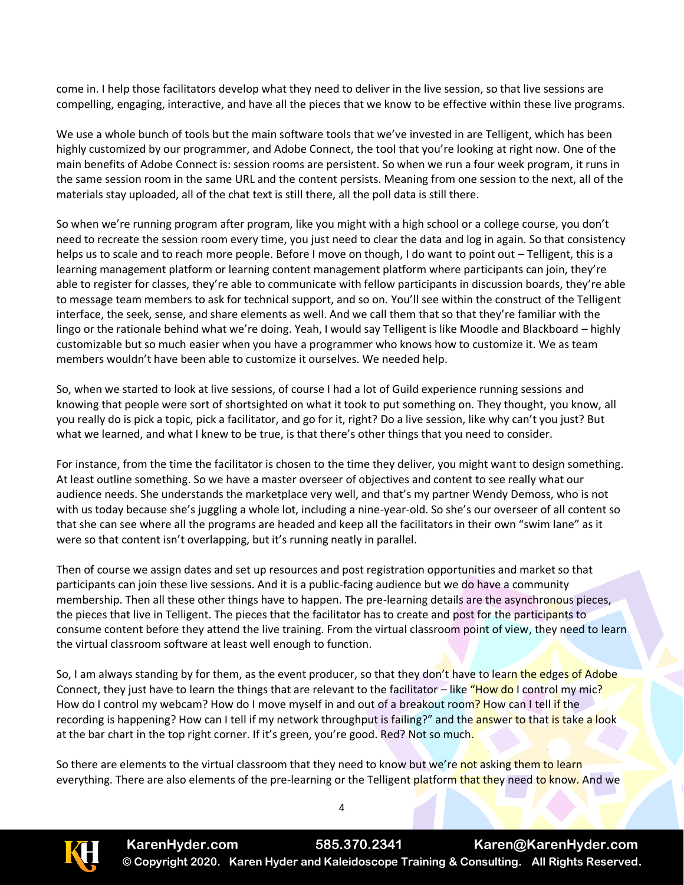come in. I help those facilitators develop what they need to deliver in the live session, so that live sessions are compelling, engaging, interactive, and have all the pieces that we know to be effective within these live programs.

We use a whole bunch of tools but the main software tools that we've invested in are Telligent, which has been highly customized by our programmer, and Adobe Connect, the tool that you're looking at right now. One of the main benefits of Adobe Connect is: session rooms are persistent. So when we run a four week program, it runs in the same session room in the same URL and the content persists. Meaning from one session to the next, all of the materials stay uploaded, all of the chat text is still there, all the poll data is still there.

So when we're running program after program, like you might with a high school or a college course, you don't need to recreate the session room every time, you just need to clear the data and log in again. So that consistency helps us to scale and to reach more people. Before I move on though, I do want to point out – Telligent, this is a learning management platform or learning content management platform where participants can join, they're able to register for classes, they're able to communicate with fellow participants in discussion boards, they're able to message team members to ask for technical support, and so on. You'll see within the construct of the Telligent interface, the seek, sense, and share elements as well. And we call them that so that they're familiar with the lingo or the rationale behind what we're doing. Yeah, I would say Telligent is like Moodle and Blackboard – highly customizable but so much easier when you have a programmer who knows how to customize it. We as team members wouldn't have been able to customize it ourselves. We needed help.

So, when we started to look at live sessions, of course I had a lot of Guild experience running sessions and knowing that people were sort of shortsighted on what it took to put something on. They thought, you know, all you really do is pick a topic, pick a facilitator, and go for it, right? Do a live session, like why can't you just? But what we learned, and what I knew to be true, is that there's other things that you need to consider.

For instance, from the time the facilitator is chosen to the time they deliver, you might want to design something. At least outline something. So we have a master overseer of objectives and content to see really what our audience needs. She understands the marketplace very well, and that's my partner Wendy Demoss, who is not with us today because she's juggling a whole lot, including a nine-year-old. So she's our overseer of all content so that she can see where all the programs are headed and keep all the facilitators in their own "swim lane" as it were so that content isn't overlapping, but it's running neatly in parallel.

Then of course we assign dates and set up resources and post registration opportunities and market so that participants can join these live sessions. And it is a public-facing audience but we do have a community membership. Then all these other things have to happen. The pre-learning details are the asynchronous pieces, the pieces that live in Telligent. The pieces that the facilitator has to create and post for the participants to consume content before they attend the live training. From the virtual classroom point of view, they need to learn the virtual classroom software at least well enough to function.

So, I am always standing by for them, as the event producer, so that they don't have to learn the edges of Adobe Connect, they just have to learn the things that are relevant to the facilitator – like "How do I control my mic? How do I control my webcam? How do I move myself in and out of a breakout room? How can I tell if the recording is happening? How can I tell if my network throughput is failing?" and the answer to that is take a look at the bar chart in the top right corner. If it's green, you're good. Red? Not so much.

So there are elements to the virtual classroom that they need to know but we're not asking them to learn everything. There are also elements of the pre-learning or the Telligent platform that they need to know. And we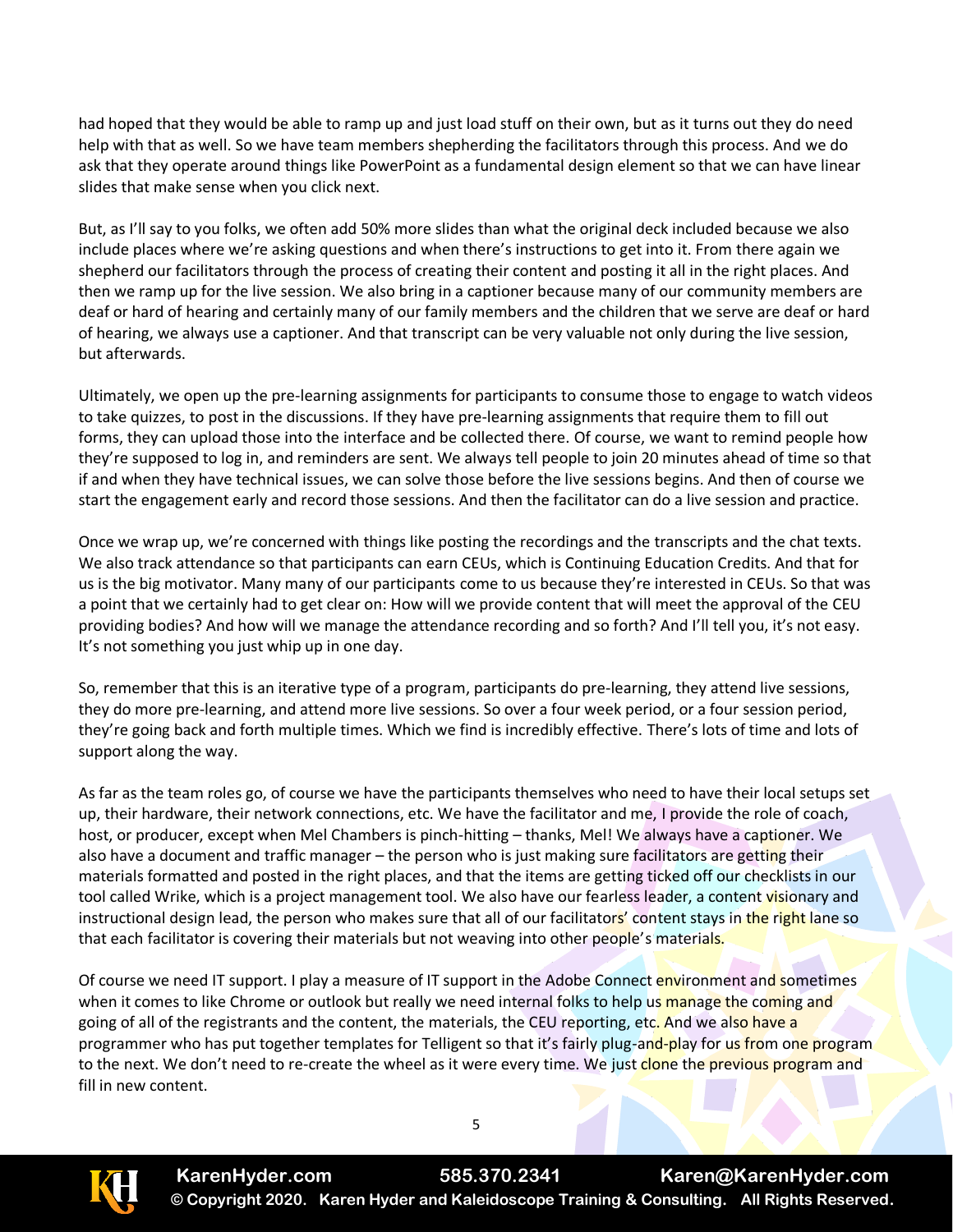had hoped that they would be able to ramp up and just load stuff on their own, but as it turns out they do need help with that as well. So we have team members shepherding the facilitators through this process. And we do ask that they operate around things like PowerPoint as a fundamental design element so that we can have linear slides that make sense when you click next.

But, as I'll say to you folks, we often add 50% more slides than what the original deck included because we also include places where we're asking questions and when there's instructions to get into it. From there again we shepherd our facilitators through the process of creating their content and posting it all in the right places. And then we ramp up for the live session. We also bring in a captioner because many of our community members are deaf or hard of hearing and certainly many of our family members and the children that we serve are deaf or hard of hearing, we always use a captioner. And that transcript can be very valuable not only during the live session, but afterwards.

Ultimately, we open up the pre-learning assignments for participants to consume those to engage to watch videos to take quizzes, to post in the discussions. If they have pre-learning assignments that require them to fill out forms, they can upload those into the interface and be collected there. Of course, we want to remind people how they're supposed to log in, and reminders are sent. We always tell people to join 20 minutes ahead of time so that if and when they have technical issues, we can solve those before the live sessions begins. And then of course we start the engagement early and record those sessions. And then the facilitator can do a live session and practice.

Once we wrap up, we're concerned with things like posting the recordings and the transcripts and the chat texts. We also track attendance so that participants can earn CEUs, which is Continuing Education Credits. And that for us is the big motivator. Many many of our participants come to us because they're interested in CEUs. So that was a point that we certainly had to get clear on: How will we provide content that will meet the approval of the CEU providing bodies? And how will we manage the attendance recording and so forth? And I'll tell you, it's not easy. It's not something you just whip up in one day.

So, remember that this is an iterative type of a program, participants do pre-learning, they attend live sessions, they do more pre-learning, and attend more live sessions. So over a four week period, or a four session period, they're going back and forth multiple times. Which we find is incredibly effective. There's lots of time and lots of support along the way.

As far as the team roles go, of course we have the participants themselves who need to have their local setups set up, their hardware, their network connections, etc. We have the facilitator and me, I provide the role of coach, host, or producer, except when Mel Chambers is pinch-hitting – thanks, Mel! We always have a captioner. We also have a document and traffic manager – the person who is just making sure facilitators are getting their materials formatted and posted in the right places, and that the items are getting ticked off our checklists in our tool called Wrike, which is a project management tool. We also have our fearless leader, a content visionary and instructional design lead, the person who makes sure that all of our facilitators' content stays in the right lane so that each facilitator is covering their materials but not weaving into other people's materials.

Of course we need IT support. I play a measure of IT support in the Adobe Connect environment and sometimes when it comes to like Chrome or outlook but really we need internal folks to help us manage the coming and going of all of the registrants and the content, the materials, the CEU reporting, etc. And we also have a programmer who has put together templates for Telligent so that it's fairly plug-and-play for us from one program to the next. We don't need to re-create the wheel as it were every time. We just clone the previous program and fill in new content.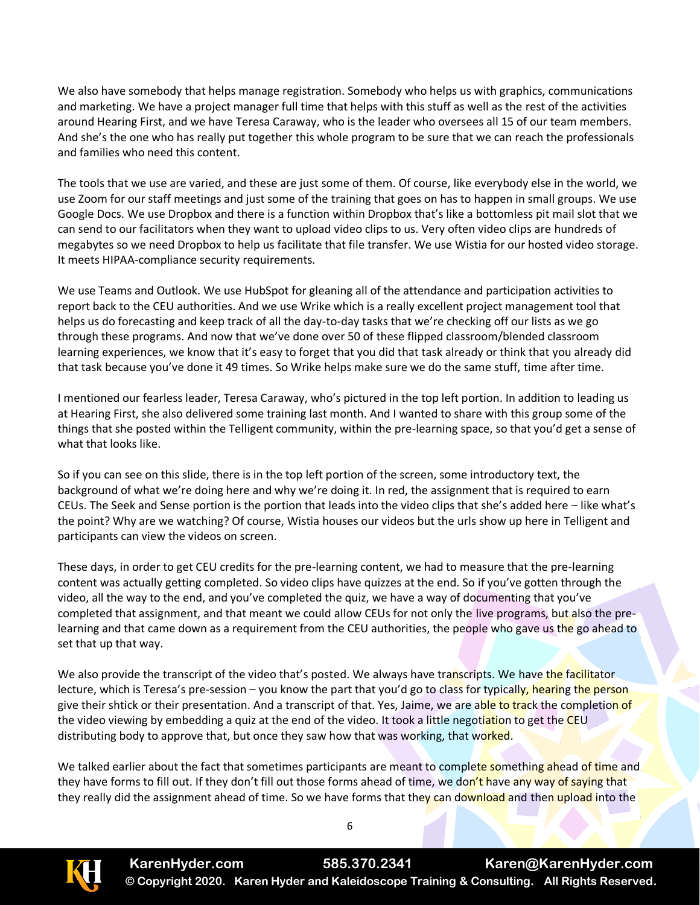We also have somebody that helps manage registration. Somebody who helps us with graphics, communications and marketing. We have a project manager full time that helps with this stuff as well as the rest of the activities around Hearing First, and we have Teresa Caraway, who is the leader who oversees all 15 of our team members. And she's the one who has really put together this whole program to be sure that we can reach the professionals and families who need this content.

The tools that we use are varied, and these are just some of them. Of course, like everybody else in the world, we use Zoom for our staff meetings and just some of the training that goes on has to happen in small groups. We use Google Docs. We use Dropbox and there is a function within Dropbox that's like a bottomless pit mail slot that we can send to our facilitators when they want to upload video clips to us. Very often video clips are hundreds of megabytes so we need Dropbox to help us facilitate that file transfer. We use Wistia for our hosted video storage. It meets HIPAA-compliance security requirements.

We use Teams and Outlook. We use HubSpot for gleaning all of the attendance and participation activities to report back to the CEU authorities. And we use Wrike which is a really excellent project management tool that helps us do forecasting and keep track of all the day-to-day tasks that we're checking off our lists as we go through these programs. And now that we've done over 50 of these flipped classroom/blended classroom learning experiences, we know that it's easy to forget that you did that task already or think that you already did that task because you've done it 49 times. So Wrike helps make sure we do the same stuff, time after time.

I mentioned our fearless leader, Teresa Caraway, who's pictured in the top left portion. In addition to leading us at Hearing First, she also delivered some training last month. And I wanted to share with this group some of the things that she posted within the Telligent community, within the pre-learning space, so that you'd get a sense of what that looks like.

So if you can see on this slide, there is in the top left portion of the screen, some introductory text, the background of what we're doing here and why we're doing it. In red, the assignment that is required to earn CEUs. The Seek and Sense portion is the portion that leads into the video clips that she's added here – like what's the point? Why are we watching? Of course, Wistia houses our videos but the urls show up here in Telligent and participants can view the videos on screen.

These days, in order to get CEU credits for the pre-learning content, we had to measure that the pre-learning content was actually getting completed. So video clips have quizzes at the end. So if you've gotten through the video, all the way to the end, and you've completed the quiz, we have a way of documenting that you've completed that assignment, and that meant we could allow CEUs for not only the live programs, but also the pre-learning and that came down as a requirement from the CEU authorities, the people who gave us the go ahead to set that up that way.

We also provide the transcript of the video that's posted. We always have transcripts. We have the facilitator lecture, which is Teresa's pre-session – you know the part that you'd go to class for typically, hearing the person give their shtick or their presentation. And a transcript of that. Yes, Jaime, we are able to track the completion of the video viewing by embedding a quiz at the end of the video. It took a little negotiation to get the CEU distributing body to approve that, but once they saw how that was working, that worked.

We talked earlier about the fact that sometimes participants are meant to complete something ahead of time and they have forms to fill out. If they don't fill out those forms ahead of time, we don't have any way of saying that they really did the assignment ahead of time. So we have forms that they can download and then upload into the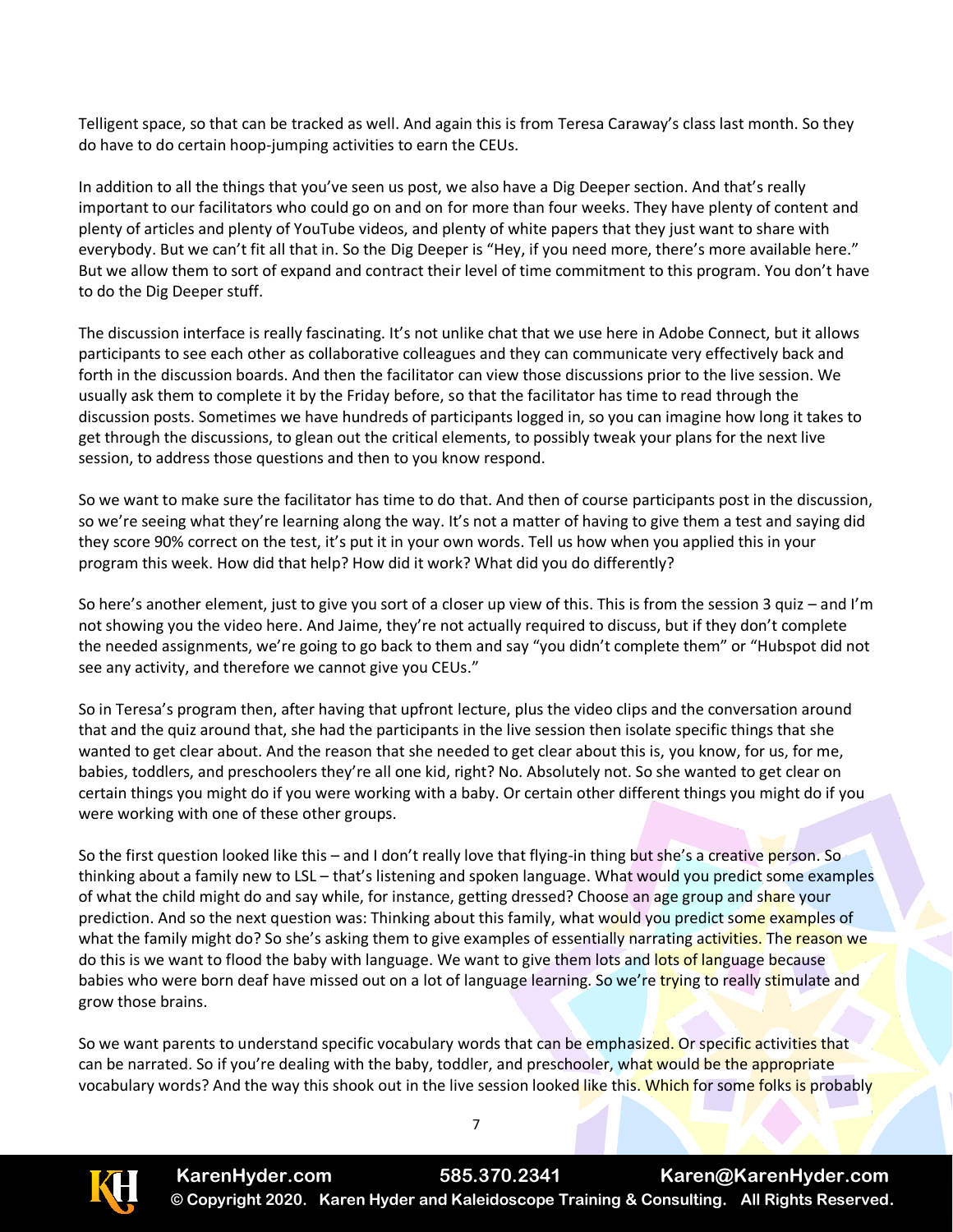Telligent space, so that can be tracked as well. And again this is from Teresa Caraway's class last month. So they do have to do certain hoop-jumping activities to earn the CEUs.

In addition to all the things that you've seen us post, we also have a Dig Deeper section. And that's really important to our facilitators who could go on and on for more than four weeks. They have plenty of content and plenty of articles and plenty of YouTube videos, and plenty of white papers that they just want to share with everybody. But we can't fit all that in. So the Dig Deeper is "Hey, if you need more, there's more available here." But we allow them to sort of expand and contract their level of time commitment to this program. You don't have to do the Dig Deeper stuff.

The discussion interface is really fascinating. It's not unlike chat that we use here in Adobe Connect, but it allows participants to see each other as collaborative colleagues and they can communicate very effectively back and forth in the discussion boards. And then the facilitator can view those discussions prior to the live session. We usually ask them to complete it by the Friday before, so that the facilitator has time to read through the discussion posts. Sometimes we have hundreds of participants logged in, so you can imagine how long it takes to get through the discussions, to glean out the critical elements, to possibly tweak your plans for the next live session, to address those questions and then to you know respond.

So we want to make sure the facilitator has time to do that. And then of course participants post in the discussion, so we're seeing what they're learning along the way. It's not a matter of having to give them a test and saying did they score 90% correct on the test, it's put it in your own words. Tell us how when you applied this in your program this week. How did that help? How did it work? What did you do differently?

So here's another element, just to give you sort of a closer up view of this. This is from the session 3 quiz – and I'm not showing you the video here. And Jaime, they're not actually required to discuss, but if they don't complete the needed assignments, we're going to go back to them and say "you didn't complete them" or "Hubspot did not see any activity, and therefore we cannot give you CEUs."

So in Teresa's program then, after having that upfront lecture, plus the video clips and the conversation around that and the quiz around that, she had the participants in the live session then isolate specific things that she wanted to get clear about. And the reason that she needed to get clear about this is, you know, for us, for me, babies, toddlers, and preschoolers they're all one kid, right? No. Absolutely not. So she wanted to get clear on certain things you might do if you were working with a baby. Or certain other different things you might do if you were working with one of these other groups.

So the first question looked like this – and I don't really love that flying-in thing but she's a creative person. So thinking about a family new to LSL – that's listening and spoken language. What would you predict some examples of what the child might do and say while, for instance, getting dressed? Choose an age group and share your prediction. And so the next question was: Thinking about this family, what would you predict some examples of what the family might do? So she's asking them to give examples of essentially narrating activities. The reason we do this is we want to flood the baby with language. We want to give them lots and lots of language because babies who were born deaf have missed out on a lot of language learning. So we're trying to really stimulate and grow those brains.

So we want parents to understand specific vocabulary words that can be emphasized. Or specific activities that can be narrated. So if you're dealing with the baby, toddler, and preschooler, what would be the appropriate vocabulary words? And the way this shook out in the live session looked like this. Which for some folks is probably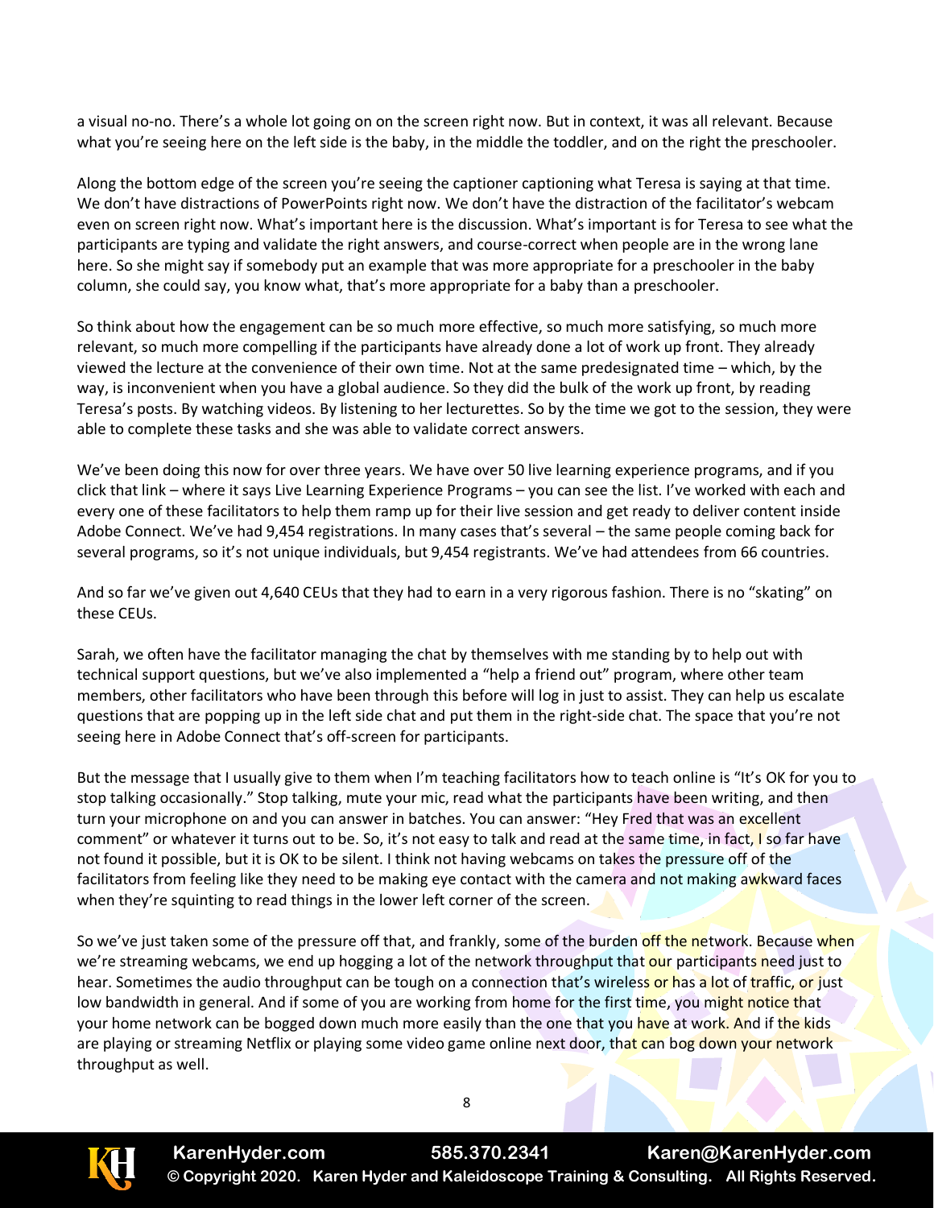a visual no-no. There's a whole lot going on on the screen right now. But in context, it was all relevant. Because what you're seeing here on the left side is the baby, in the middle the toddler, and on the right the preschooler.

Along the bottom edge of the screen you're seeing the captioner captioning what Teresa is saying at that time. We don't have distractions of PowerPoints right now. We don't have the distraction of the facilitator's webcam even on screen right now. What's important here is the discussion. What's important is for Teresa to see what the participants are typing and validate the right answers, and course-correct when people are in the wrong lane here. So she might say if somebody put an example that was more appropriate for a preschooler in the baby column, she could say, you know what, that's more appropriate for a baby than a preschooler.

So think about how the engagement can be so much more effective, so much more satisfying, so much more relevant, so much more compelling if the participants have already done a lot of work up front. They already viewed the lecture at the convenience of their own time. Not at the same predesignated time – which, by the way, is inconvenient when you have a global audience. So they did the bulk of the work up front, by reading Teresa's posts. By watching videos. By listening to her lecturettes. So by the time we got to the session, they were able to complete these tasks and she was able to validate correct answers.

We've been doing this now for over three years. We have over 50 live learning experience programs, and if you click that link – where it says Live Learning Experience Programs – you can see the list. I've worked with each and every one of these facilitators to help them ramp up for their live session and get ready to deliver content inside Adobe Connect. We've had 9,454 registrations. In many cases that's several – the same people coming back for several programs, so it's not unique individuals, but 9,454 registrants. We've had attendees from 66 countries.

And so far we've given out 4,640 CEUs that they had to earn in a very rigorous fashion. There is no "skating" on these CEUs.

Sarah, we often have the facilitator managing the chat by themselves with me standing by to help out with technical support questions, but we've also implemented a "help a friend out" program, where other team members, other facilitators who have been through this before will log in just to assist. They can help us escalate questions that are popping up in the left side chat and put them in the right-side chat. The space that you're not seeing here in Adobe Connect that's off-screen for participants.

But the message that I usually give to them when I'm teaching facilitators how to teach online is "It's OK for you to stop talking occasionally." Stop talking, mute your mic, read what the participants have been writing, and then turn your microphone on and you can answer in batches. You can answer: "Hey Fred that was an excellent comment" or whatever it turns out to be. So, it's not easy to talk and read at the same time, in fact, I so far have not found it possible, but it is OK to be silent. I think not having webcams on takes the pressure off of the facilitators from feeling like they need to be making eye contact with the camera and not making awkward faces when they're squinting to read things in the lower left corner of the screen.

So we've just taken some of the pressure off that, and frankly, some of the burden off the network. Because when we're streaming webcams, we end up hogging a lot of the network throughput that our participants need just to hear. Sometimes the audio throughput can be tough on a connection that's wireless or has a lot of traffic, or just low bandwidth in general. And if some of you are working from home for the first time, you might notice that your home network can be bogged down much more easily than the one that you have at work. And if the kids are playing or streaming Netflix or playing some video game online next door, that can bog down your network throughput as well.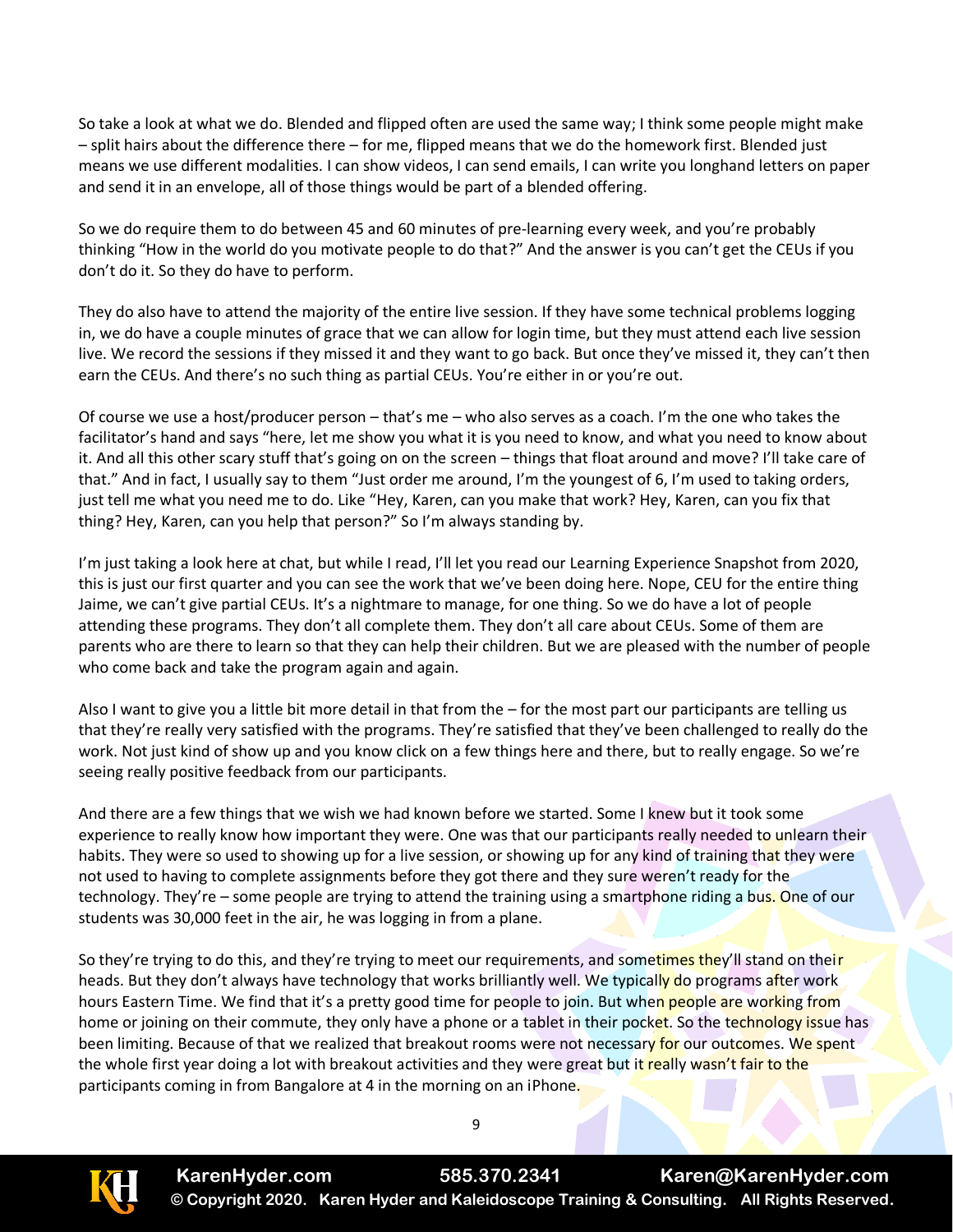So take a look at what we do. Blended and flipped often are used the same way; I think some people might make – split hairs about the difference there – for me, flipped means that we do the homework first. Blended just means we use different modalities. I can show videos, I can send emails, I can write you longhand letters on paper and send it in an envelope, all of those things would be part of a blended offering.

So we do require them to do between 45 and 60 minutes of pre-learning every week, and you're probably thinking "How in the world do you motivate people to do that?" And the answer is you can't get the CEUs if you don't do it. So they do have to perform.

They do also have to attend the majority of the entire live session. If they have some technical problems logging in, we do have a couple minutes of grace that we can allow for login time, but they must attend each live session live. We record the sessions if they missed it and they want to go back. But once they've missed it, they can't then earn the CEUs. And there's no such thing as partial CEUs. You're either in or you're out.

Of course we use a host/producer person – that's me – who also serves as a coach. I'm the one who takes the facilitator's hand and says "here, let me show you what it is you need to know, and what you need to know about it. And all this other scary stuff that's going on on the screen – things that float around and move? I'll take care of that." And in fact, I usually say to them "Just order me around, I'm the youngest of 6, I'm used to taking orders, just tell me what you need me to do. Like "Hey, Karen, can you make that work? Hey, Karen, can you fix that thing? Hey, Karen, can you help that person?" So I'm always standing by.

I'm just taking a look here at chat, but while I read, I'll let you read our Learning Experience Snapshot from 2020, this is just our first quarter and you can see the work that we've been doing here. Nope, CEU for the entire thing Jaime, we can't give partial CEUs. It's a nightmare to manage, for one thing. So we do have a lot of people attending these programs. They don't all complete them. They don't all care about CEUs. Some of them are parents who are there to learn so that they can help their children. But we are pleased with the number of people who come back and take the program again and again.

Also I want to give you a little bit more detail in that from the – for the most part our participants are telling us that they're really very satisfied with the programs. They're satisfied that they've been challenged to really do the work. Not just kind of show up and you know click on a few things here and there, but to really engage. So we're seeing really positive feedback from our participants.

And there are a few things that we wish we had known before we started. Some I knew but it took some experience to really know how important they were. One was that our participants really needed to unlearn their habits. They were so used to showing up for a live session, or showing up for any kind of training that they were not used to having to complete assignments before they got there and they sure weren't ready for the technology. They're – some people are trying to attend the training using a smartphone riding a bus. One of our students was 30,000 feet in the air, he was logging in from a plane.

So they're trying to do this, and they're trying to meet our requirements, and sometimes they'll stand on their heads. But they don't always have technology that works brilliantly well. We typically do programs after work hours Eastern Time. We find that it's a pretty good time for people to join. But when people are working from home or joining on their commute, they only have a phone or a tablet in their pocket. So the technology issue has been limiting. Because of that we realized that breakout rooms were not necessary for our outcomes. We spent the whole first year doing a lot with breakout activities and they were great but it really wasn't fair to the participants coming in from Bangalore at 4 in the morning on an iPhone.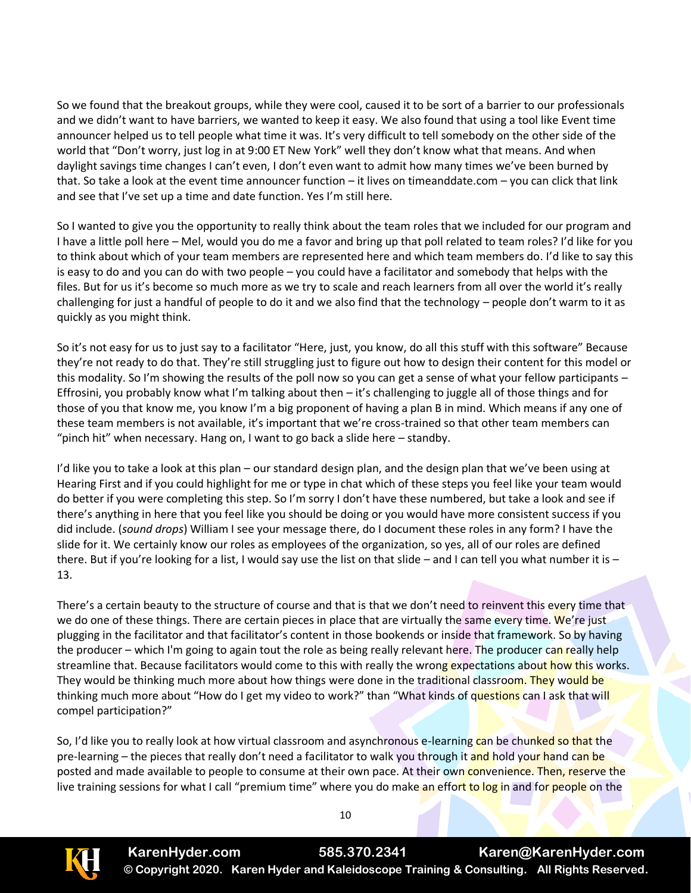So we found that the breakout groups, while they were cool, caused it to be sort of a barrier to our professionals and we didn't want to have barriers, we wanted to keep it easy. We also found that using a tool like Event time announcer helped us to tell people what time it was. It's very difficult to tell somebody on the other side of the world that "Don't worry, just log in at 9:00 ET New York" well they don't know what that means. And when daylight savings time changes I can't even, I don't even want to admit how many times we've been burned by that. So take a look at the event time announcer function – it lives on timeanddate.com – you can click that link and see that I've set up a time and date function. Yes I'm still here.

So I wanted to give you the opportunity to really think about the team roles that we included for our program and I have a little poll here – Mel, would you do me a favor and bring up that poll related to team roles? I'd like for you to think about which of your team members are represented here and which team members do. I'd like to say this is easy to do and you can do with two people – you could have a facilitator and somebody that helps with the files. But for us it's become so much more as we try to scale and reach learners from all over the world it's really challenging for just a handful of people to do it and we also find that the technology – people don't warm to it as quickly as you might think.

So it's not easy for us to just say to a facilitator "Here, just, you know, do all this stuff with this software" Because they're not ready to do that. They're still struggling just to figure out how to design their content for this model or this modality. So I'm showing the results of the poll now so you can get a sense of what your fellow participants – Effrosini, you probably know what I'm talking about then – it's challenging to juggle all of those things and for those of you that know me, you know I'm a big proponent of having a plan B in mind. Which means if any one of these team members is not available, it's important that we're cross-trained so that other team members can "pinch hit" when necessary. Hang on, I want to go back a slide here – standby.

I'd like you to take a look at this plan – our standard design plan, and the design plan that we've been using at Hearing First and if you could highlight for me or type in chat which of these steps you feel like your team would do better if you were completing this step. So I'm sorry I don't have these numbered, but take a look and see if there's anything in here that you feel like you should be doing or you would have more consistent success if you did include. (*sound drops*) William I see your message there, do I document these roles in any form? I have the slide for it. We certainly know our roles as employees of the organization, so yes, all of our roles are defined there. But if you're looking for a list, I would say use the list on that slide – and I can tell you what number it is – 13.

There's a certain beauty to the structure of course and that is that we don't need to reinvent this every time that we do one of these things. There are certain pieces in place that are virtually the same every time. We're just plugging in the facilitator and that facilitator's content in those bookends or inside that framework. So by having the producer – which I'm going to again tout the role as being really relevant here. The producer can really help streamline that. Because facilitators would come to this with really the wrong expectations about how this works. They would be thinking much more about how things were done in the traditional classroom. They would be thinking much more about "How do I get my video to work?" than "What kinds of questions can I ask that will compel participation?"

So, I'd like you to really look at how virtual classroom and asynchronous e-learning can be chunked so that the pre-learning – the pieces that really don't need a facilitator to walk you through it and hold your hand can be posted and made available to people to consume at their own pace. At their own convenience. Then, reserve the live training sessions for what I call "premium time" where you do make an effort to log in and for people on the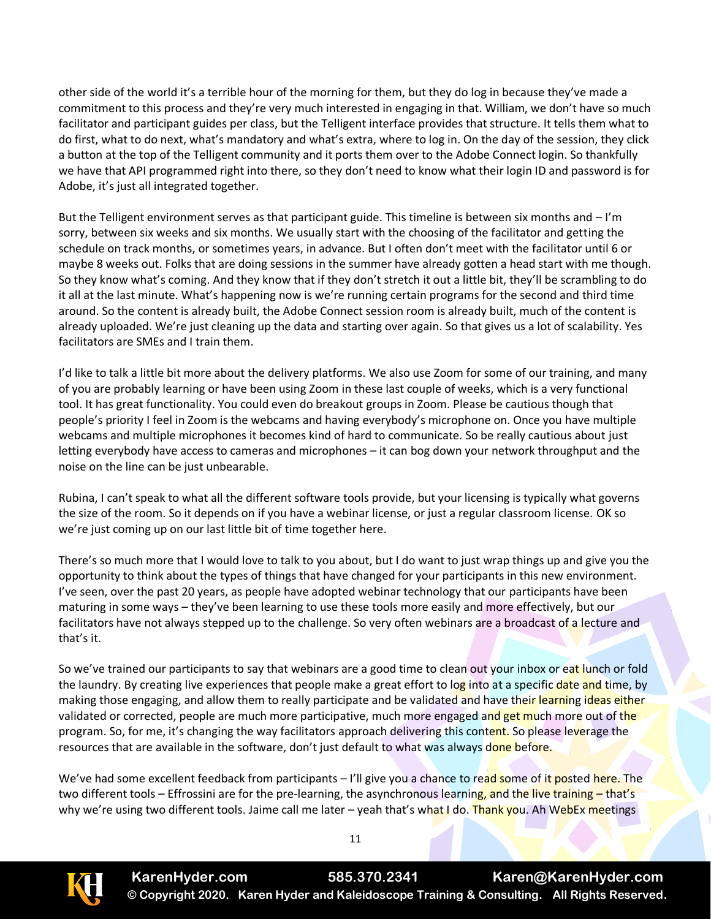other side of the world it's a terrible hour of the morning for them, but they do log in because they've made a commitment to this process and they're very much interested in engaging in that. William, we don't have so much facilitator and participant guides per class, but the Telligent interface provides that structure. It tells them what to do first, what to do next, what's mandatory and what's extra, where to log in. On the day of the session, they click a button at the top of the Telligent community and it ports them over to the Adobe Connect login. So thankfully we have that API programmed right into there, so they don't need to know what their login ID and password is for Adobe, it's just all integrated together.

But the Telligent environment serves as that participant guide. This timeline is between six months and – I'm sorry, between six weeks and six months. We usually start with the choosing of the facilitator and getting the schedule on track months, or sometimes years, in advance. But I often don't meet with the facilitator until 6 or maybe 8 weeks out. Folks that are doing sessions in the summer have already gotten a head start with me though. So they know what's coming. And they know that if they don't stretch it out a little bit, they'll be scrambling to do it all at the last minute. What's happening now is we're running certain programs for the second and third time around. So the content is already built, the Adobe Connect session room is already built, much of the content is already uploaded. We're just cleaning up the data and starting over again. So that gives us a lot of scalability. Yes facilitators are SMEs and I train them.

I'd like to talk a little bit more about the delivery platforms. We also use Zoom for some of our training, and many of you are probably learning or have been using Zoom in these last couple of weeks, which is a very functional tool. It has great functionality. You could even do breakout groups in Zoom. Please be cautious though that people's priority I feel in Zoom is the webcams and having everybody's microphone on. Once you have multiple webcams and multiple microphones it becomes kind of hard to communicate. So be really cautious about just letting everybody have access to cameras and microphones – it can bog down your network throughput and the noise on the line can be just unbearable.

Rubina, I can't speak to what all the different software tools provide, but your licensing is typically what governs the size of the room. So it depends on if you have a webinar license, or just a regular classroom license. OK so we're just coming up on our last little bit of time together here.

There's so much more that I would love to talk to you about, but I do want to just wrap things up and give you the opportunity to think about the types of things that have changed for your participants in this new environment. I've seen, over the past 20 years, as people have adopted webinar technology that our participants have been maturing in some ways – they've been learning to use these tools more easily and more effectively, but our facilitators have not always stepped up to the challenge. So very often webinars are a broadcast of a lecture and that's it.

So we've trained our participants to say that webinars are a good time to clean out your inbox or eat lunch or fold the laundry. By creating live experiences that people make a great effort to log into at a specific date and time, by making those engaging, and allow them to really participate and be validated and have their learning ideas either validated or corrected, people are much more participative, much more engaged and get much more out of the program. So, for me, it's changing the way facilitators approach delivering this content. So please leverage the resources that are available in the software, don't just default to what was always done before.

We've had some excellent feedback from participants – I'll give you a chance to read some of it posted here. The two different tools – Effrossini are for the pre-learning, the asynchronous learning, and the live training – that's why we're using two different tools. Jaime call me later – yeah that's what I do. Thank you. Ah WebEx meetings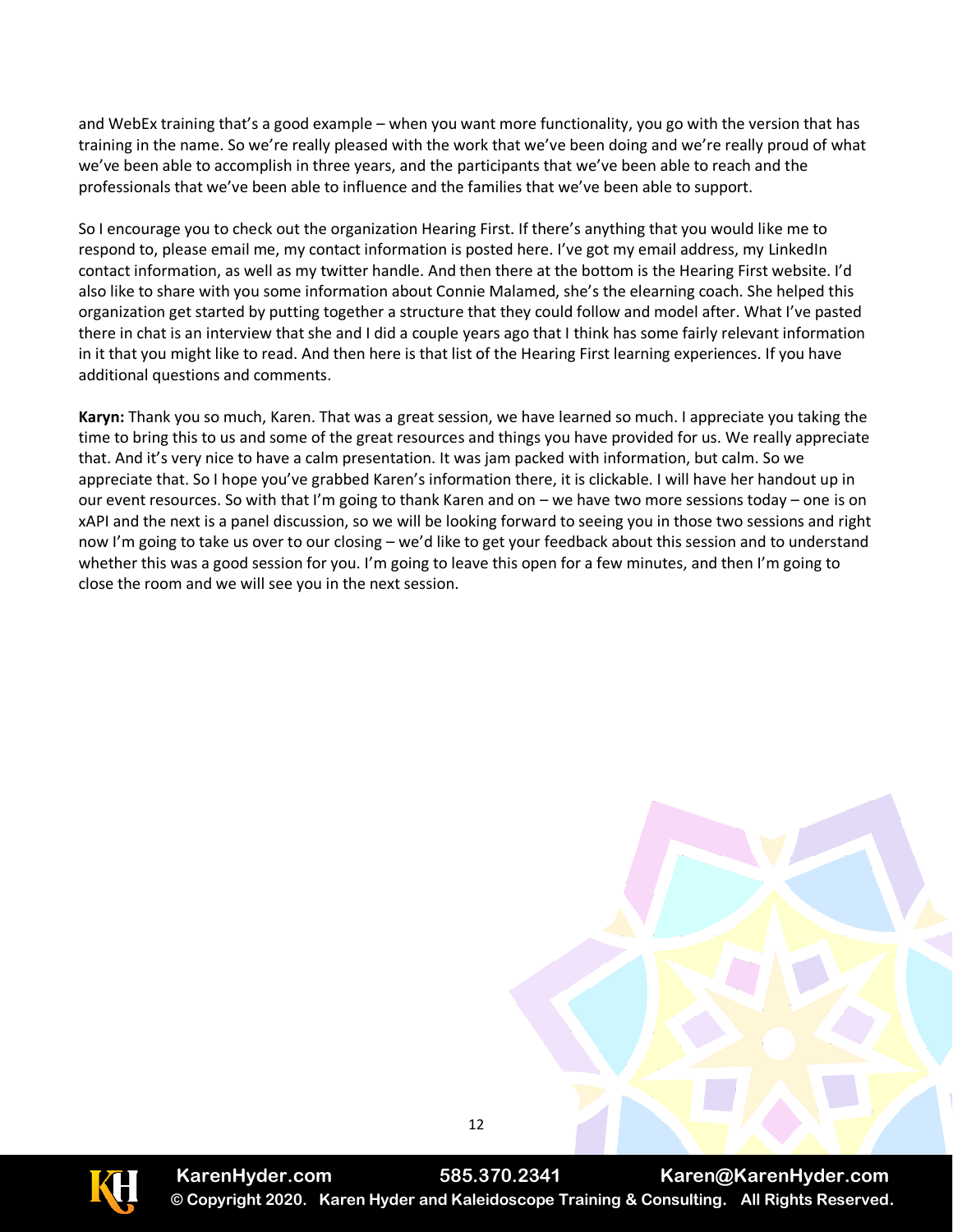and WebEx training that's a good example – when you want more functionality, you go with the version that has training in the name. So we're really pleased with the work that we've been doing and we're really proud of what we've been able to accomplish in three years, and the participants that we've been able to reach and the professionals that we've been able to influence and the families that we've been able to support.

So I encourage you to check out the organization Hearing First. If there's anything that you would like me to respond to, please email me, my contact information is posted here. I've got my email address, my LinkedIn contact information, as well as my twitter handle. And then there at the bottom is the Hearing First website. I'd also like to share with you some information about Connie Malamed, she's the elearning coach. She helped this organization get started by putting together a structure that they could follow and model after. What I've pasted there in chat is an interview that she and I did a couple years ago that I think has some fairly relevant information in it that you might like to read. And then here is that list of the Hearing First learning experiences. If you have additional questions and comments.

**Karyn:** Thank you so much, Karen. That was a great session, we have learned so much. I appreciate you taking the time to bring this to us and some of the great resources and things you have provided for us. We really appreciate that. And it's very nice to have a calm presentation. It was jam packed with information, but calm. So we appreciate that. So I hope you've grabbed Karen's information there, it is clickable. I will have her handout up in our event resources. So with that I'm going to thank Karen and on – we have two more sessions today – one is on xAPI and the next is a panel discussion, so we will be looking forward to seeing you in those two sessions and right now I'm going to take us over to our closing – we'd like to get your feedback about this session and to understand whether this was a good session for you. I'm going to leave this open for a few minutes, and then I'm going to close the room and we will see you in the next session.